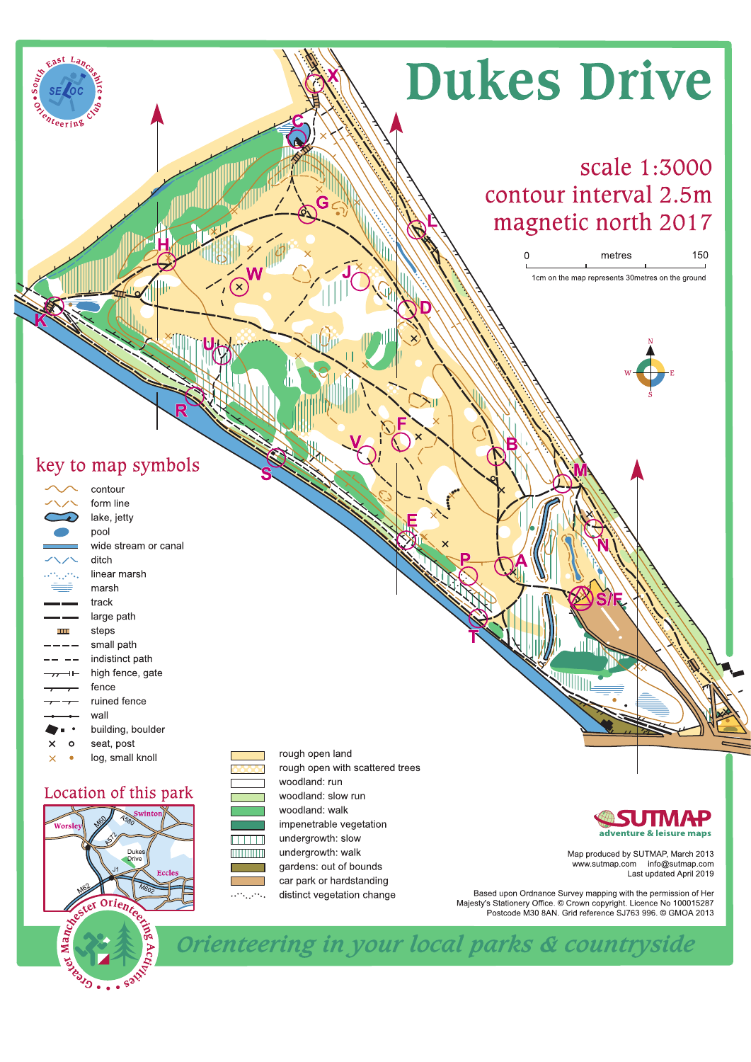# Dukes Drive

scale 1:3000
contour interval 2.5m
magnetic north 2017

0 metres 150

1cm on the map represents 30metres on the ground

South East Lancashire Orienteering Club

## key to map symbols

- contour
- form line
- lake, jetty
- pool
- wide stream or canal
- ditch
- linear marsh
- marsh
- track
- large path
- steps
- small path
- indistinct path
- high fence, gate
- fence
- ruined fence
- wall
- building, boulder
- seat, post
- log, small knoll

- rough open land
- rough open with scattered trees
- woodland: run
- woodland: slow run
- woodland: walk
- impenetrable vegetation
- undergrowth: slow
- undergrowth: walk
- gardens: out of bounds
- car park or hardstanding
- distinct vegetation change

## Location of this park

Worsley, Swinton, Dukes Drive, Eccles, M60, A580, A572, J1, M62, M602

SUTMAP adventure & leisure maps

Map produced by SUTMAP, March 2013
www.sutmap.com info@sutmap.com
Last updated April 2019

Based upon Ordnance Survey mapping with the permission of Her Majesty's Stationery Office. © Crown copyright. Licence No 100015287
Postcode M30 8AN. Grid reference SJ763 996. © GMOA 2013

Greater Manchester Orienteering Activities

*Orienteering in your local parks & countryside*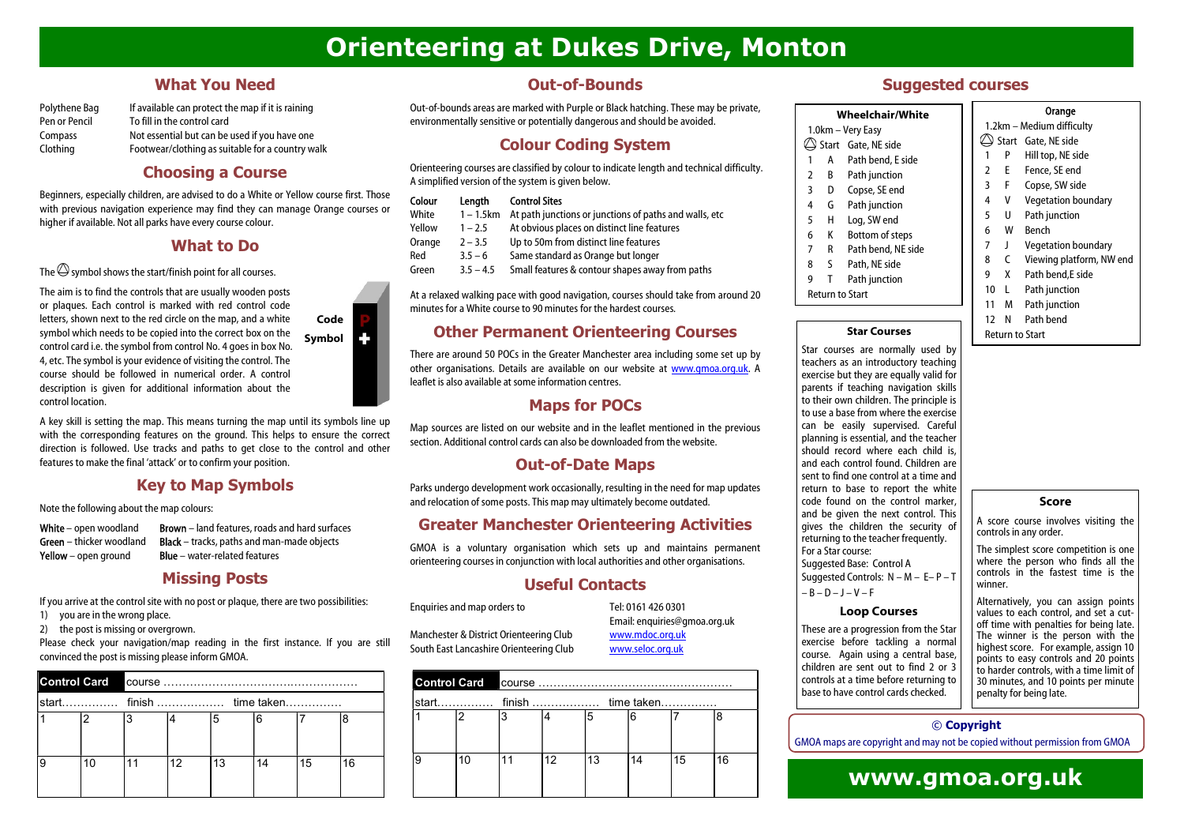# Orienteering at Dukes Drive, Monton

## What You Need

| | |
|---|---|
| Polythene Bag | If available can protect the map if it is raining |
| Pen or Pencil | To fill in the control card |
| Compass | Not essential but can be used if you have one |
| Clothing | Footwear/clothing as suitable for a country walk |

## Choosing a Course

Beginners, especially children, are advised to do a White or Yellow course first. Those with previous navigation experience may find they can manage Orange courses or higher if available. Not all parks have every course colour.

## What to Do

The ⊗ symbol shows the start/finish point for all courses.

The aim is to find the controls that are usually wooden posts or plaques. Each control is marked with red control code letters, shown next to the red circle on the map, and a white symbol which needs to be copied into the correct box on the control card i.e. the symbol from control No. 4 goes in box No. 4, etc. The symbol is your evidence of visiting the control. The course should be followed in numerical order. A control description is given for additional information about the control location.

Code P
Symbol ✚

A key skill is setting the map. This means turning the map until its symbols line up with the corresponding features on the ground. This helps to ensure the correct direction is followed. Use tracks and paths to get close to the control and other features to make the final 'attack' or to confirm your position.

## Key to Map Symbols

Note the following about the map colours:

**White** – open woodland
**Green** – thicker woodland
**Yellow** – open ground
**Brown** – land features, roads and hard surfaces
**Black** – tracks, paths and man-made objects
**Blue** – water-related features

## Missing Posts

If you arrive at the control site with no post or plaque, there are two possibilities:

1) you are in the wrong place.
2) the post is missing or overgrown.

Please check your navigation/map reading in the first instance. If you are still convinced the post is missing please inform GMOA.

| **Control Card** | course …………………………………………… | | | | | | |
|---|---|---|---|---|---|---|---|
| start…………… | finish ……………… | time taken…………… | | | | | |
| 1 | 2 | 3 | 4 | 5 | 6 | 7 | 8 |
| 9 | 10 | 11 | 12 | 13 | 14 | 15 | 16 |

## Out-of-Bounds

Out-of-bounds areas are marked with Purple or Black hatching. These may be private, environmentally sensitive or potentially dangerous and should be avoided.

## Colour Coding System

Orienteering courses are classified by colour to indicate length and technical difficulty. A simplified version of the system is given below.

| Colour | Length | Control Sites |
|---|---|---|
| White | 1 – 1.5km | At path junctions or junctions of paths and walls, etc |
| Yellow | 1 – 2.5 | At obvious places on distinct line features |
| Orange | 2 – 3.5 | Up to 50m from distinct line features |
| Red | 3.5 – 6 | Same standard as Orange but longer |
| Green | 3.5 – 4.5 | Small features & contour shapes away from paths |

At a relaxed walking pace with good navigation, courses should take from around 20 minutes for a White course to 90 minutes for the hardest courses.

## Other Permanent Orienteering Courses

There are around 50 POCs in the Greater Manchester area including some set up by other organisations. Details are available on our website at www.gmoa.org.uk. A leaflet is also available at some information centres.

## Maps for POCs

Map sources are listed on our website and in the leaflet mentioned in the previous section. Additional control cards can also be downloaded from the website.

## Out-of-Date Maps

Parks undergo development work occasionally, resulting in the need for map updates and relocation of some posts. This map may ultimately become outdated.

## Greater Manchester Orienteering Activities

GMOA is a voluntary organisation which sets up and maintains permanent orienteering courses in conjunction with local authorities and other organisations.

## Useful Contacts

| | |
|---|---|
| Enquiries and map orders to | Tel: 0161 426 0301<br>Email: enquiries@gmoa.org.uk |
| Manchester & District Orienteering Club | www.mdoc.org.uk |
| South East Lancashire Orienteering Club | www.seloc.org.uk |

| **Control Card** | course …………………………………………… | | | | | | |
|---|---|---|---|---|---|---|---|
| start…………… | finish ……………… | time taken…………… | | | | | |
| 1 | 2 | 3 | 4 | 5 | 6 | 7 | 8 |
| 9 | 10 | 11 | 12 | 13 | 14 | 15 | 16 |

## Suggested courses

### Wheelchair/White

1.0km – Very Easy

| | | |
|---|---|---|
| ⊗ Start | | Gate, NE side |
| 1 | A | Path bend, E side |
| 2 | B | Path junction |
| 3 | D | Copse, SE end |
| 4 | G | Path junction |
| 5 | H | Log, SW end |
| 6 | K | Bottom of steps |
| 7 | R | Path bend, NE side |
| 8 | S | Path, NE side |
| 9 | T | Path junction |

Return to Start

### Orange

1.2km – Medium difficulty

| | | |
|---|---|---|
| ⊗ Start | | Gate, NE side |
| 1 | P | Hill top, NE side |
| 2 | E | Fence, SE end |
| 3 | F | Copse, SW side |
| 4 | V | Vegetation boundary |
| 5 | U | Path junction |
| 6 | W | Bench |
| 7 | J | Vegetation boundary |
| 8 | C | Viewing platform, NW end |
| 9 | X | Path bend,E side |
| 10 | L | Path junction |
| 11 | M | Path junction |
| 12 | N | Path bend |

Return to Start

### Star Courses

Star courses are normally used by teachers as an introductory teaching exercise but they are equally valid for parents if teaching navigation skills to their own children. The principle is to use a base from where the exercise can be easily supervised. Careful planning is essential, and the teacher should record where each child is, and each control found. Children are sent to find one control at a time and return to report the white code found on the control marker, and be given the next control. This gives the children the security of returning to the teacher frequently.

For a Star course:
Suggested Base: Control A
Suggested Controls: N – M – E– P – T – B – D – J – V – F

### Loop Courses

These are a progression from the Star exercise before tackling a normal course. Again using a central base, children are sent out to find 2 or 3 controls at a time before returning to base to have control cards checked.

### Score

A score course involves visiting the controls in any order.

The simplest score competition is one where the person who finds all the controls in the fastest time is the winner.

Alternatively, you can assign points values to each control, and set a cut-off time with penalties for being late. The winner is the person with the highest score. For example, assign 10 points to easy controls and 20 points to harder controls, with a time limit of 30 minutes, and 10 points per minute penalty for being late.

**© Copyright**

GMOA maps are copyright and may not be copied without permission from GMOA

## www.gmoa.org.uk